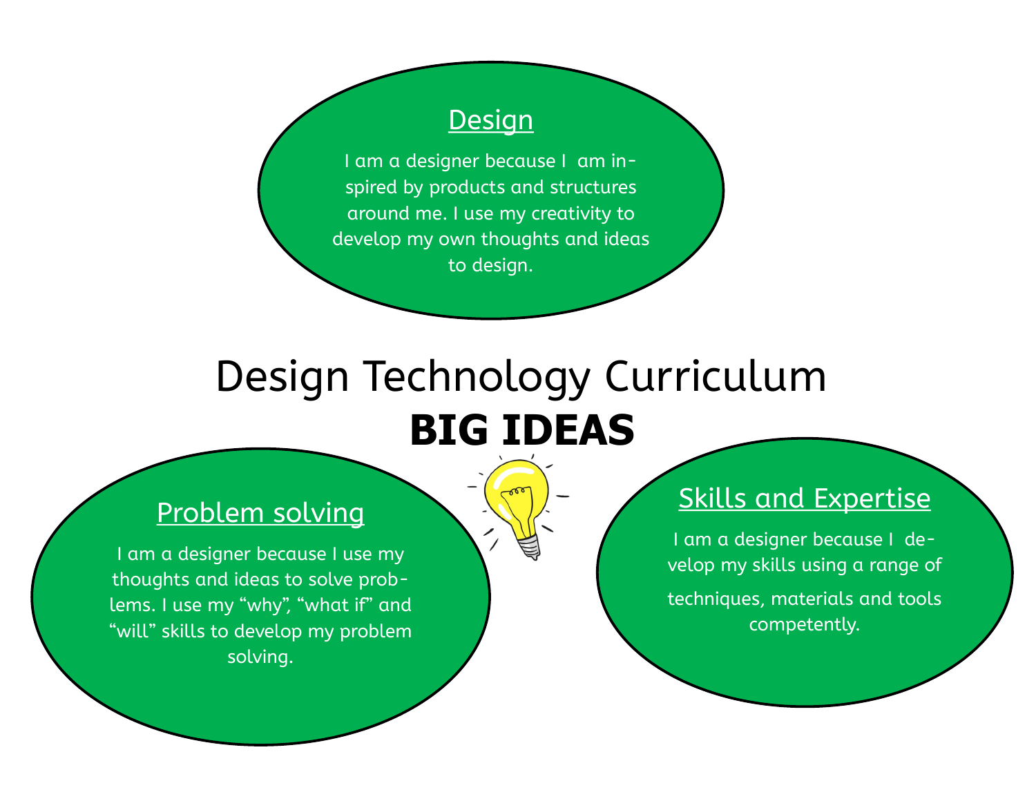# Design Technology Curriculum
# **BIG IDEAS**

## Design

I am a designer because I am inspired by products and structures around me. I use my creativity to develop my own thoughts and ideas to design.

## Problem solving

I am a designer because I use my thoughts and ideas to solve problems. I use my "why", "what if" and "will" skills to develop my problem solving.

## Skills and Expertise

I am a designer because I develop my skills using a range of techniques, materials and tools competently.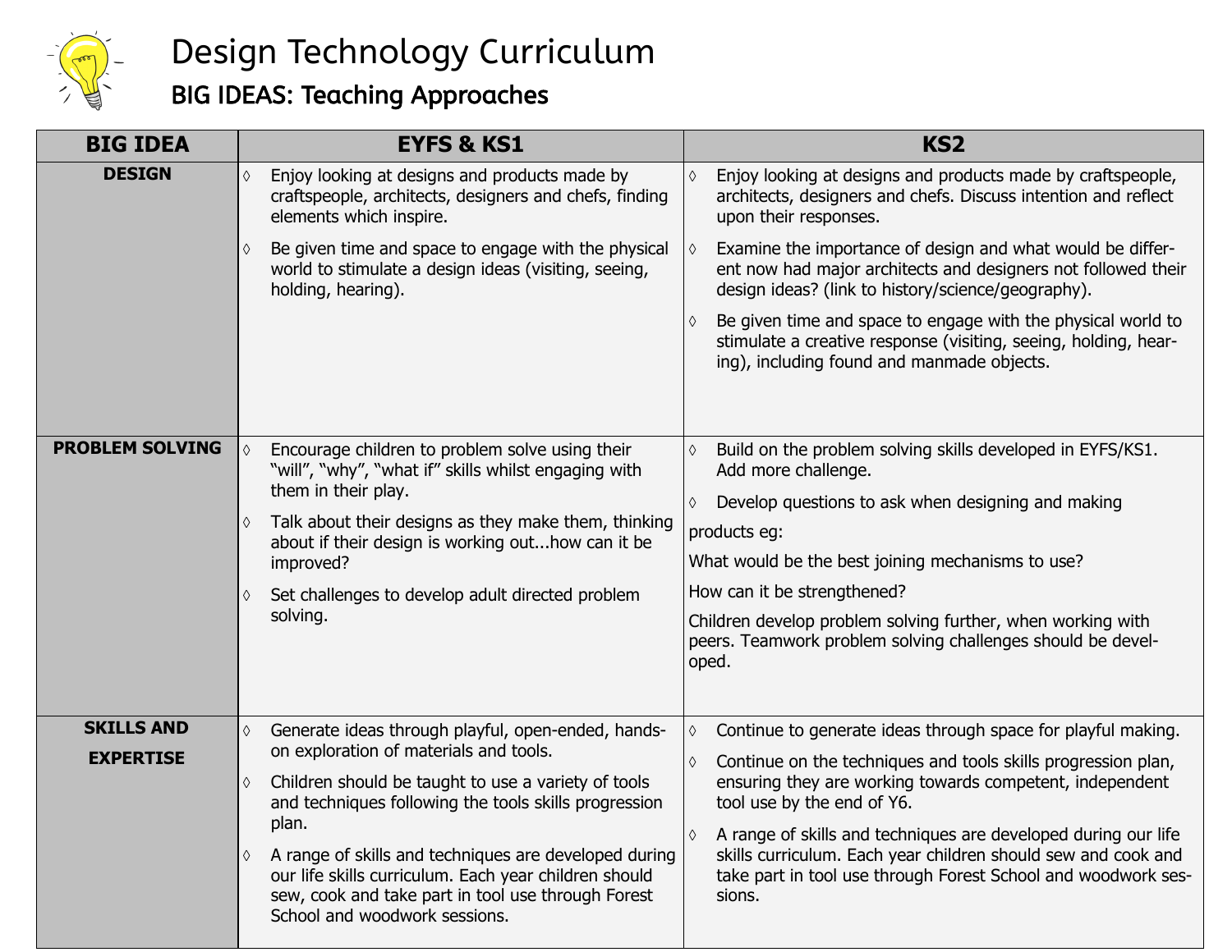# Design Technology Curriculum

## BIG IDEAS: Teaching Approaches

| BIG IDEA | EYFS & KS1 | KS2 |
| --- | --- | --- |
| **DESIGN** | ◊ Enjoy looking at designs and products made by craftspeople, architects, designers and chefs, finding elements which inspire.<br>◊ Be given time and space to engage with the physical world to stimulate a design ideas (visiting, seeing, holding, hearing). | ◊ Enjoy looking at designs and products made by craftspeople, architects, designers and chefs. Discuss intention and reflect upon their responses.<br>◊ Examine the importance of design and what would be different now had major architects and designers not followed their design ideas? (link to history/science/geography).<br>◊ Be given time and space to engage with the physical world to stimulate a creative response (visiting, seeing, holding, hearing), including found and manmade objects. |
| **PROBLEM SOLVING** | ◊ Encourage children to problem solve using their "will", "why", "what if" skills whilst engaging with them in their play.<br>◊ Talk about their designs as they make them, thinking about if their design is working out...how can it be improved?<br>◊ Set challenges to develop adult directed problem solving. | ◊ Build on the problem solving skills developed in EYFS/KS1. Add more challenge.<br>◊ Develop questions to ask when designing and making products eg:<br>What would be the best joining mechanisms to use?<br>How can it be strengthened?<br>Children develop problem solving further, when working with peers. Teamwork problem solving challenges should be developed. |
| **SKILLS AND EXPERTISE** | ◊ Generate ideas through playful, open-ended, hands-on exploration of materials and tools.<br>◊ Children should be taught to use a variety of tools and techniques following the tools skills progression plan.<br>◊ A range of skills and techniques are developed during our life skills curriculum. Each year children should sew, cook and take part in tool use through Forest School and woodwork sessions. | ◊ Continue to generate ideas through space for playful making.<br>◊ Continue on the techniques and tools skills progression plan, ensuring they are working towards competent, independent tool use by the end of Y6.<br>◊ A range of skills and techniques are developed during our life skills curriculum. Each year children should sew and cook and take part in tool use through Forest School and woodwork sessions. |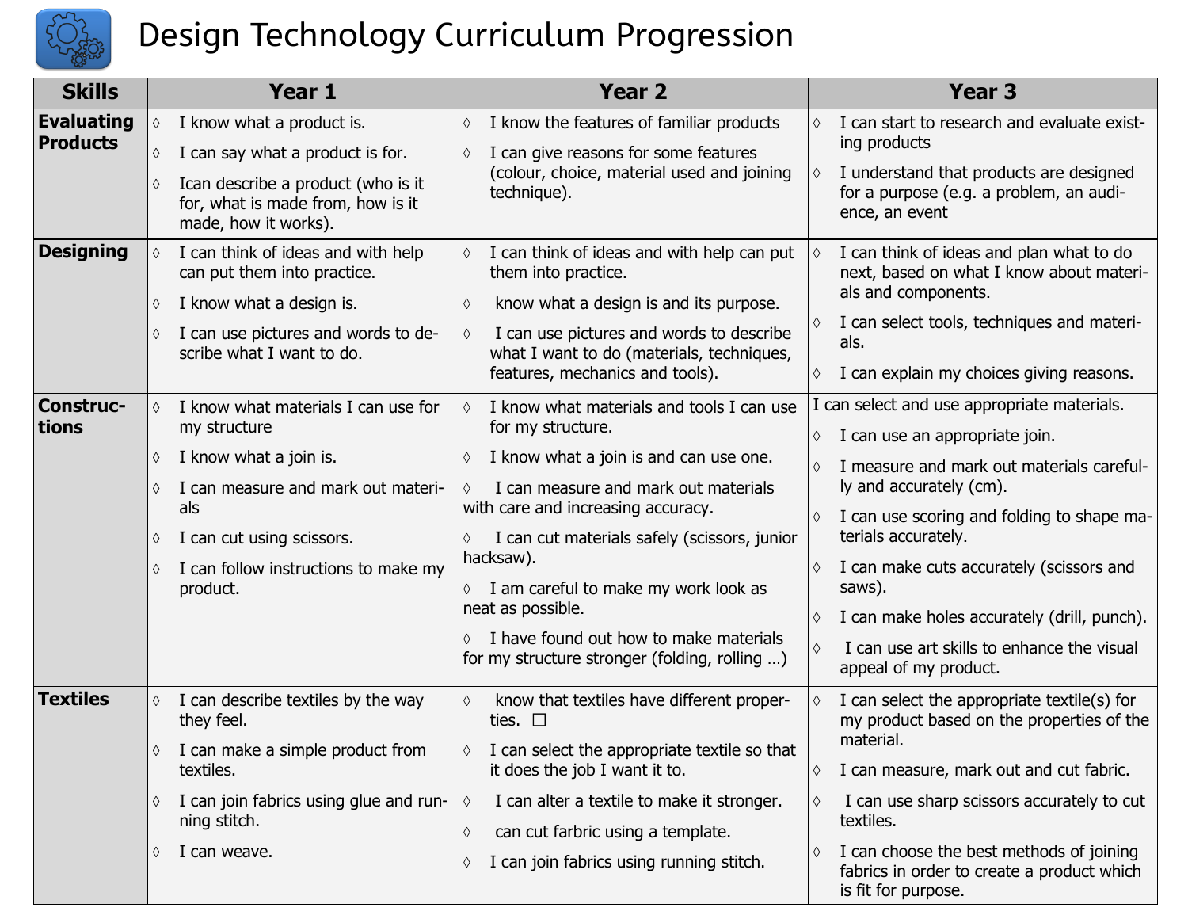# Design Technology Curriculum Progression

| Skills | Year 1 | Year 2 | Year 3 |
|---|---|---|---|
| **Evaluating Products** | ◊ I know what a product is.<br>◊ I can say what a product is for.<br>◊ Ican describe a product (who is it for, what is made from, how is it made, how it works). | ◊ I know the features of familiar products<br>◊ I can give reasons for some features (colour, choice, material used and joining technique). | ◊ I can start to research and evaluate existing products<br>◊ I understand that products are designed for a purpose (e.g. a problem, an audience, an event |
| **Designing** | ◊ I can think of ideas and with help can put them into practice.<br>◊ I know what a design is.<br>◊ I can use pictures and words to describe what I want to do. | ◊ I can think of ideas and with help can put them into practice.<br>◊ know what a design is and its purpose.<br>◊ I can use pictures and words to describe what I want to do (materials, techniques, features, mechanics and tools). | ◊ I can think of ideas and plan what to do next, based on what I know about materials and components.<br>◊ I can select tools, techniques and materials.<br>◊ I can explain my choices giving reasons. |
| **Constructions** | ◊ I know what materials I can use for my structure<br>◊ I know what a join is.<br>◊ I can measure and mark out materials<br>◊ I can cut using scissors.<br>◊ I can follow instructions to make my product. | ◊ I know what materials and tools I can use for my structure.<br>◊ I know what a join is and can use one.<br>◊ I can measure and mark out materials with care and increasing accuracy.<br>◊ I can cut materials safely (scissors, junior hacksaw).<br>◊ I am careful to make my work look as neat as possible.<br>◊ I have found out how to make materials for my structure stronger (folding, rolling …) | I can select and use appropriate materials.<br>◊ I can use an appropriate join.<br>◊ I measure and mark out materials carefully and accurately (cm).<br>◊ I can use scoring and folding to shape materials accurately.<br>◊ I can make cuts accurately (scissors and saws).<br>◊ I can make holes accurately (drill, punch).<br>◊ I can use art skills to enhance the visual appeal of my product. |
| **Textiles** | ◊ I can describe textiles by the way they feel.<br>◊ I can make a simple product from textiles.<br>◊ I can join fabrics using glue and running stitch.<br>◊ I can weave. | ◊ know that textiles have different properties. ☐<br>◊ I can select the appropriate textile so that it does the job I want it to.<br>◊ I can alter a textile to make it stronger.<br>◊ can cut farbric using a template.<br>◊ I can join fabrics using running stitch. | ◊ I can select the appropriate textile(s) for my product based on the properties of the material.<br>◊ I can measure, mark out and cut fabric.<br>◊ I can use sharp scissors accurately to cut textiles.<br>◊ I can choose the best methods of joining fabrics in order to create a product which is fit for purpose. |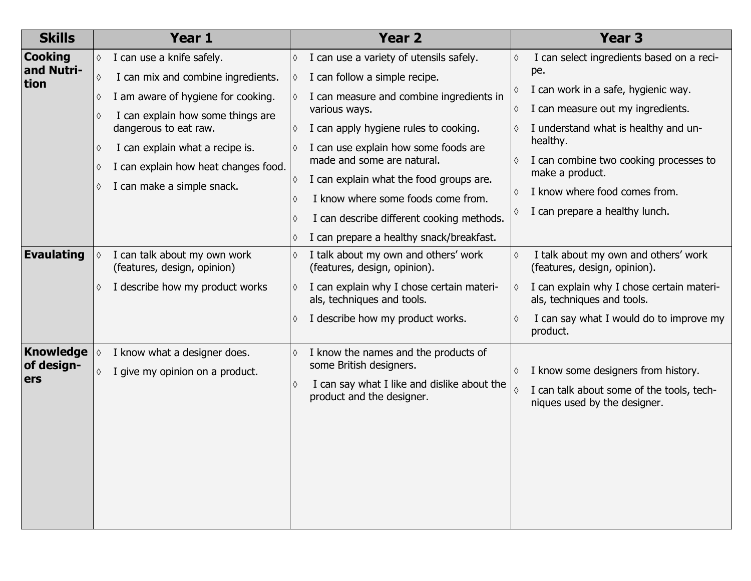| Skills | Year 1 | Year 2 | Year 3 |
| --- | --- | --- | --- |
| **Cooking and Nutrition** | ◊ I can use a knife safely.<br>◊ I can mix and combine ingredients.<br>◊ I am aware of hygiene for cooking.<br>◊ I can explain how some things are dangerous to eat raw.<br>◊ I can explain what a recipe is.<br>◊ I can explain how heat changes food.<br>◊ I can make a simple snack. | ◊ I can use a variety of utensils safely.<br>◊ I can follow a simple recipe.<br>◊ I can measure and combine ingredients in various ways.<br>◊ I can apply hygiene rules to cooking.<br>◊ I can use explain how some foods are made and some are natural.<br>◊ I can explain what the food groups are.<br>◊ I know where some foods come from.<br>◊ I can describe different cooking methods.<br>◊ I can prepare a healthy snack/breakfast. | ◊ I can select ingredients based on a recipe.<br>◊ I can work in a safe, hygienic way.<br>◊ I can measure out my ingredients.<br>◊ I understand what is healthy and unhealthy.<br>◊ I can combine two cooking processes to make a product.<br>◊ I know where food comes from.<br>◊ I can prepare a healthy lunch. |
| **Evaulating** | ◊ I can talk about my own work (features, design, opinion)<br>◊ I describe how my product works | ◊ I talk about my own and others' work (features, design, opinion).<br>◊ I can explain why I chose certain materials, techniques and tools.<br>◊ I describe how my product works. | ◊ I talk about my own and others' work (features, design, opinion).<br>◊ I can explain why I chose certain materials, techniques and tools.<br>◊ I can say what I would do to improve my product. |
| **Knowledge of designers** | ◊ I know what a designer does.<br>◊ I give my opinion on a product. | ◊ I know the names and the products of some British designers.<br>◊ I can say what I like and dislike about the product and the designer. | ◊ I know some designers from history.<br>◊ I can talk about some of the tools, techniques used by the designer. |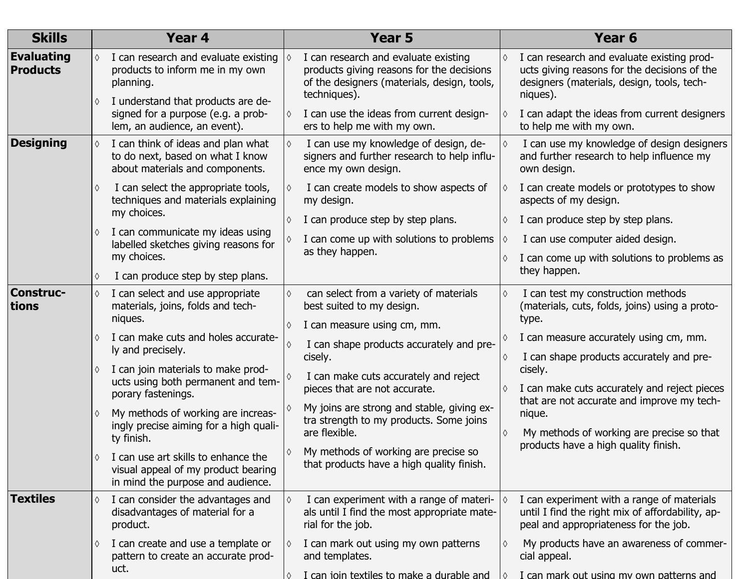| Skills | Year 4 | Year 5 | Year 6 |
|---|---|---|---|
| **Evaluating Products** | ◊ I can research and evaluate existing products to inform me in my own planning.<br>◊ I understand that products are designed for a purpose (e.g. a problem, an audience, an event). | ◊ I can research and evaluate existing products giving reasons for the decisions of the designers (materials, design, tools, techniques).<br>◊ I can use the ideas from current designers to help me with my own. | ◊ I can research and evaluate existing products giving reasons for the decisions of the designers (materials, design, tools, techniques).<br>◊ I can adapt the ideas from current designers to help me with my own. |
| **Designing** | ◊ I can think of ideas and plan what to do next, based on what I know about materials and components.<br>◊ I can select the appropriate tools, techniques and materials explaining my choices.<br>◊ I can communicate my ideas using labelled sketches giving reasons for my choices.<br>◊ I can produce step by step plans. | ◊ I can use my knowledge of design, designers and further research to help influence my own design.<br>◊ I can create models to show aspects of my design.<br>◊ I can produce step by step plans.<br>◊ I can come up with solutions to problems as they happen. | ◊ I can use my knowledge of design designers and further research to help influence my own design.<br>◊ I can create models or prototypes to show aspects of my design.<br>◊ I can produce step by step plans.<br>◊ I can use computer aided design.<br>◊ I can come up with solutions to problems as they happen. |
| **Constructions** | ◊ I can select and use appropriate materials, joins, folds and techniques.<br>◊ I can make cuts and holes accurately and precisely.<br>◊ I can join materials to make products using both permanent and temporary fastenings.<br>◊ My methods of working are increasingly precise aiming for a high quality finish.<br>◊ I can use art skills to enhance the visual appeal of my product bearing in mind the purpose and audience. | ◊ can select from a variety of materials best suited to my design.<br>◊ I can measure using cm, mm.<br>◊ I can shape products accurately and precisely.<br>◊ I can make cuts accurately and reject pieces that are not accurate.<br>◊ My joins are strong and stable, giving extra strength to my products. Some joins are flexible.<br>◊ My methods of working are precise so that products have a high quality finish. | ◊ I can test my construction methods (materials, cuts, folds, joins) using a prototype.<br>◊ I can measure accurately using cm, mm.<br>◊ I can shape products accurately and precisely.<br>◊ I can make cuts accurately and reject pieces that are not accurate and improve my technique.<br>◊ My methods of working are precise so that products have a high quality finish. |
| **Textiles** | ◊ I can consider the advantages and disadvantages of material for a product.<br>◊ I can create and use a template or pattern to create an accurate product. | ◊ I can experiment with a range of materials until I find the most appropriate material for the job.<br>◊ I can mark out using my own patterns and templates.<br>◊ I can join textiles to make a durable and | ◊ I can experiment with a range of materials until I find the right mix of affordability, appeal and appropriateness for the job.<br>◊ My products have an awareness of commercial appeal.<br>◊ I can mark out using my own patterns and |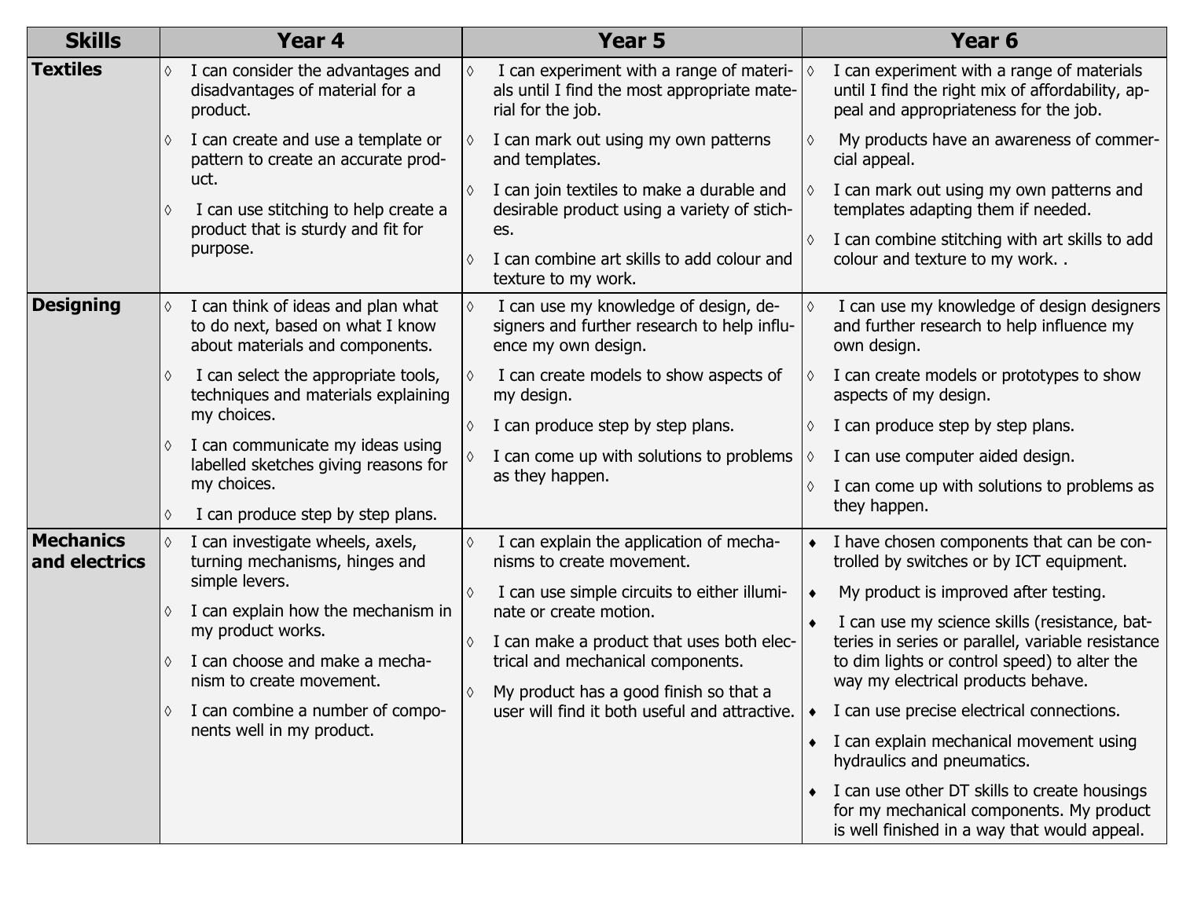| Skills | Year 4 | Year 5 | Year 6 |
|---|---|---|---|
| **Textiles** | ◊ I can consider the advantages and disadvantages of material for a product.<br>◊ I can create and use a template or pattern to create an accurate product.<br>◊ I can use stitching to help create a product that is sturdy and fit for purpose. | ◊ I can experiment with a range of materials until I find the most appropriate material for the job.<br>◊ I can mark out using my own patterns and templates.<br>◊ I can join textiles to make a durable and desirable product using a variety of stiches.<br>◊ I can combine art skills to add colour and texture to my work. | ◊ I can experiment with a range of materials until I find the right mix of affordability, appeal and appropriateness for the job.<br>◊ My products have an awareness of commercial appeal.<br>◊ I can mark out using my own patterns and templates adapting them if needed.<br>◊ I can combine stitching with art skills to add colour and texture to my work. . |
| **Designing** | ◊ I can think of ideas and plan what to do next, based on what I know about materials and components.<br>◊ I can select the appropriate tools, techniques and materials explaining my choices.<br>◊ I can communicate my ideas using labelled sketches giving reasons for my choices.<br>◊ I can produce step by step plans. | ◊ I can use my knowledge of design, designers and further research to help influence my own design.<br>◊ I can create models to show aspects of my design.<br>◊ I can produce step by step plans.<br>◊ I can come up with solutions to problems as they happen. | ◊ I can use my knowledge of design designers and further research to help influence my own design.<br>◊ I can create models or prototypes to show aspects of my design.<br>◊ I can produce step by step plans.<br>◊ I can use computer aided design.<br>◊ I can come up with solutions to problems as they happen. |
| **Mechanics and electrics** | ◊ I can investigate wheels, axels, turning mechanisms, hinges and simple levers.<br>◊ I can explain how the mechanism in my product works.<br>◊ I can choose and make a mechanism to create movement.<br>◊ I can combine a number of components well in my product. | ◊ I can explain the application of mechanisms to create movement.<br>◊ I can use simple circuits to either illuminate or create motion.<br>◊ I can make a product that uses both electrical and mechanical components.<br>◊ My product has a good finish so that a user will find it both useful and attractive. | ♦ I have chosen components that can be controlled by switches or by ICT equipment.<br>♦ My product is improved after testing.<br>♦ I can use my science skills (resistance, batteries in series or parallel, variable resistance to dim lights or control speed) to alter the way my electrical products behave.<br>♦ I can use precise electrical connections.<br>♦ I can explain mechanical movement using hydraulics and pneumatics.<br>♦ I can use other DT skills to create housings for my mechanical components. My product is well finished in a way that would appeal. |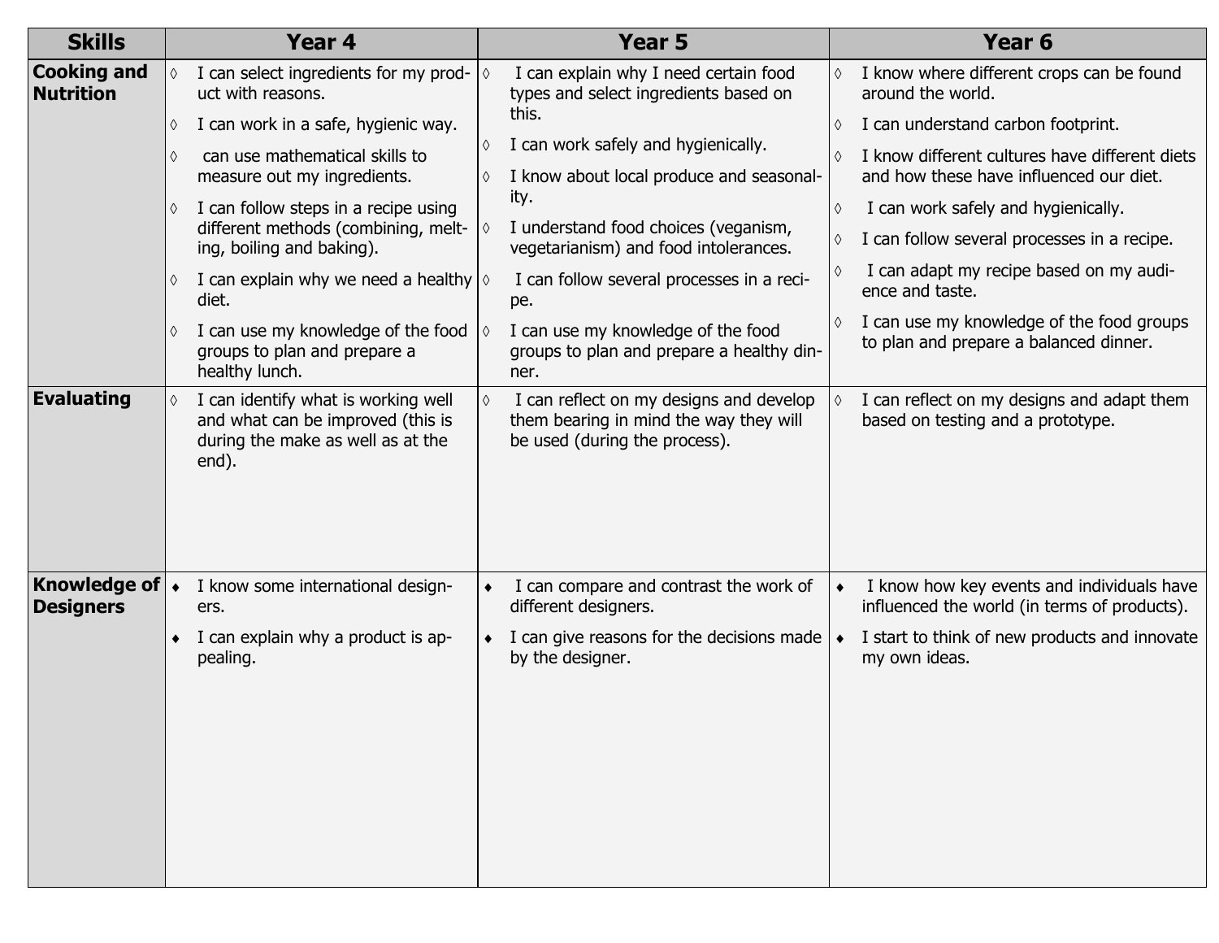| Skills | Year 4 | Year 5 | Year 6 |
|---|---|---|---|
| **Cooking and Nutrition** | ◊ I can select ingredients for my product with reasons.<br>◊ I can work in a safe, hygienic way.<br>◊ can use mathematical skills to measure out my ingredients.<br>◊ I can follow steps in a recipe using different methods (combining, melting, boiling and baking).<br>◊ I can explain why we need a healthy diet.<br>◊ I can use my knowledge of the food groups to plan and prepare a healthy lunch. | ◊ I can explain why I need certain food types and select ingredients based on this.<br>◊ I can work safely and hygienically.<br>◊ I know about local produce and seasonality.<br>◊ I understand food choices (veganism, vegetarianism) and food intolerances.<br>◊ I can follow several processes in a recipe.<br>◊ I can use my knowledge of the food groups to plan and prepare a healthy dinner. | ◊ I know where different crops can be found around the world.<br>◊ I can understand carbon footprint.<br>◊ I know different cultures have different diets and how these have influenced our diet.<br>◊ I can work safely and hygienically.<br>◊ I can follow several processes in a recipe.<br>◊ I can adapt my recipe based on my audience and taste.<br>◊ I can use my knowledge of the food groups to plan and prepare a balanced dinner. |
| **Evaluating** | ◊ I can identify what is working well and what can be improved (this is during the make as well as at the end). | ◊ I can reflect on my designs and develop them bearing in mind the way they will be used (during the process). | ◊ I can reflect on my designs and adapt them based on testing and a prototype. |
| **Knowledge of Designers** | ♦ I know some international designers.<br>♦ I can explain why a product is appealing. | ♦ I can compare and contrast the work of different designers.<br>♦ I can give reasons for the decisions made by the designer. | ♦ I know how key events and individuals have influenced the world (in terms of products).<br>♦ I start to think of new products and innovate my own ideas. |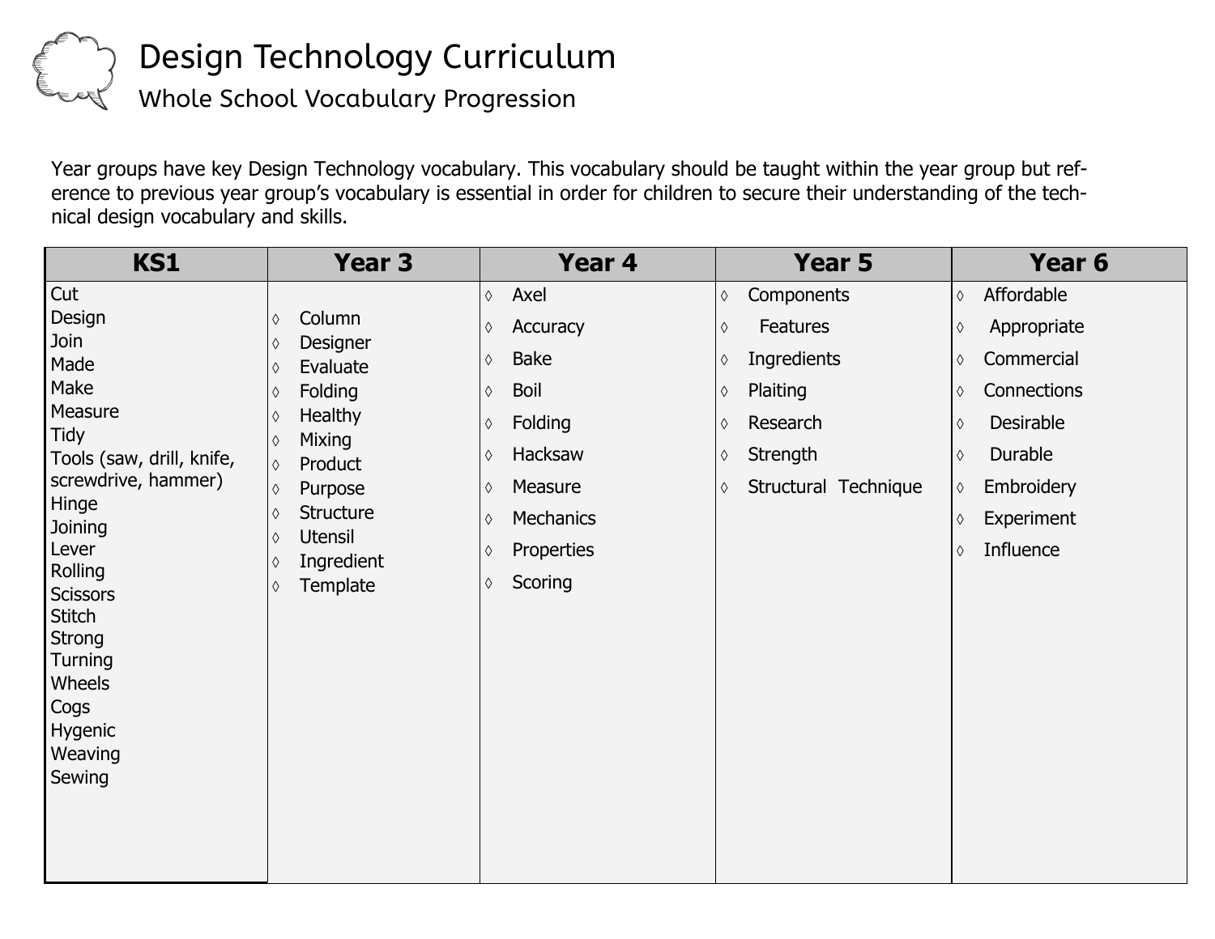# Design Technology Curriculum

## Whole School Vocabulary Progression

Year groups have key Design Technology vocabulary. This vocabulary should be taught within the year group but reference to previous year group's vocabulary is essential in order for children to secure their understanding of the technical design vocabulary and skills.

| KS1 | Year 3 | Year 4 | Year 5 | Year 6 |
|---|---|---|---|---|
| Cut<br>Design<br>Join<br>Made<br>Make<br>Measure<br>Tidy<br>Tools (saw, drill, knife, screwdrive, hammer)<br>Hinge<br>Joining<br>Lever<br>Rolling<br>Scissors<br>Stitch<br>Strong<br>Turning<br>Wheels<br>Cogs<br>Hygenic<br>Weaving<br>Sewing | ◊ Column<br>◊ Designer<br>◊ Evaluate<br>◊ Folding<br>◊ Healthy<br>◊ Mixing<br>◊ Product<br>◊ Purpose<br>◊ Structure<br>◊ Utensil<br>◊ Ingredient<br>◊ Template | ◊ Axel<br>◊ Accuracy<br>◊ Bake<br>◊ Boil<br>◊ Folding<br>◊ Hacksaw<br>◊ Measure<br>◊ Mechanics<br>◊ Properties<br>◊ Scoring | ◊ Components<br>◊ Features<br>◊ Ingredients<br>◊ Plaiting<br>◊ Research<br>◊ Strength<br>◊ Structural Technique | ◊ Affordable<br>◊ Appropriate<br>◊ Commercial<br>◊ Connections<br>◊ Desirable<br>◊ Durable<br>◊ Embroidery<br>◊ Experiment<br>◊ Influence |